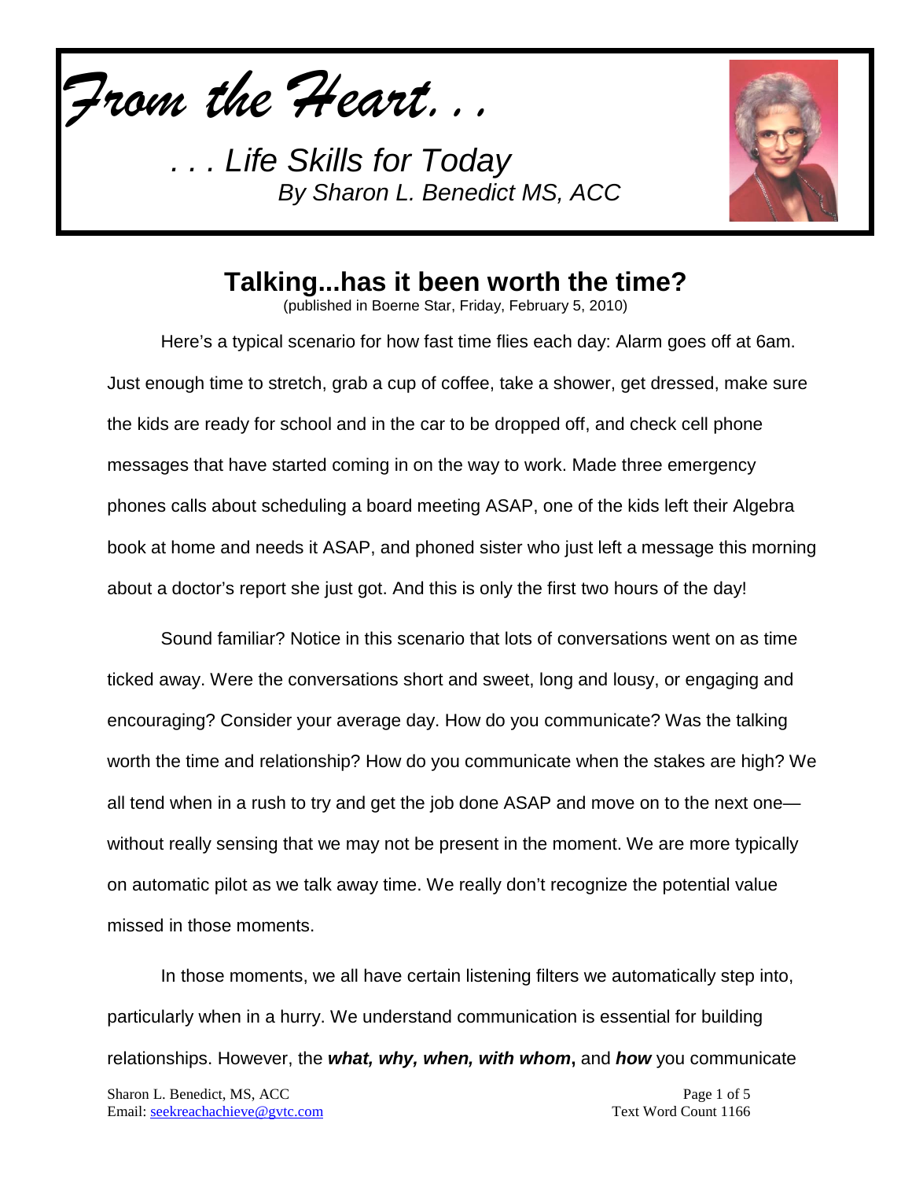*From the Heart. . .*

*. . . Life Skills for Today*
*By Sharon L. Benedict MS, ACC*

# Talking...has it been worth the time?

(published in Boerne Star, Friday, February 5, 2010)

Here's a typical scenario for how fast time flies each day: Alarm goes off at 6am. Just enough time to stretch, grab a cup of coffee, take a shower, get dressed, make sure the kids are ready for school and in the car to be dropped off, and check cell phone messages that have started coming in on the way to work. Made three emergency phones calls about scheduling a board meeting ASAP, one of the kids left their Algebra book at home and needs it ASAP, and phoned sister who just left a message this morning about a doctor's report she just got. And this is only the first two hours of the day!

Sound familiar? Notice in this scenario that lots of conversations went on as time ticked away. Were the conversations short and sweet, long and lousy, or engaging and encouraging? Consider your average day. How do you communicate? Was the talking worth the time and relationship? How do you communicate when the stakes are high? We all tend when in a rush to try and get the job done ASAP and move on to the next one—without really sensing that we may not be present in the moment. We are more typically on automatic pilot as we talk away time. We really don't recognize the potential value missed in those moments.

In those moments, we all have certain listening filters we automatically step into, particularly when in a hurry. We understand communication is essential for building relationships. However, the ***what, why, when, with whom***, and ***how*** you communicate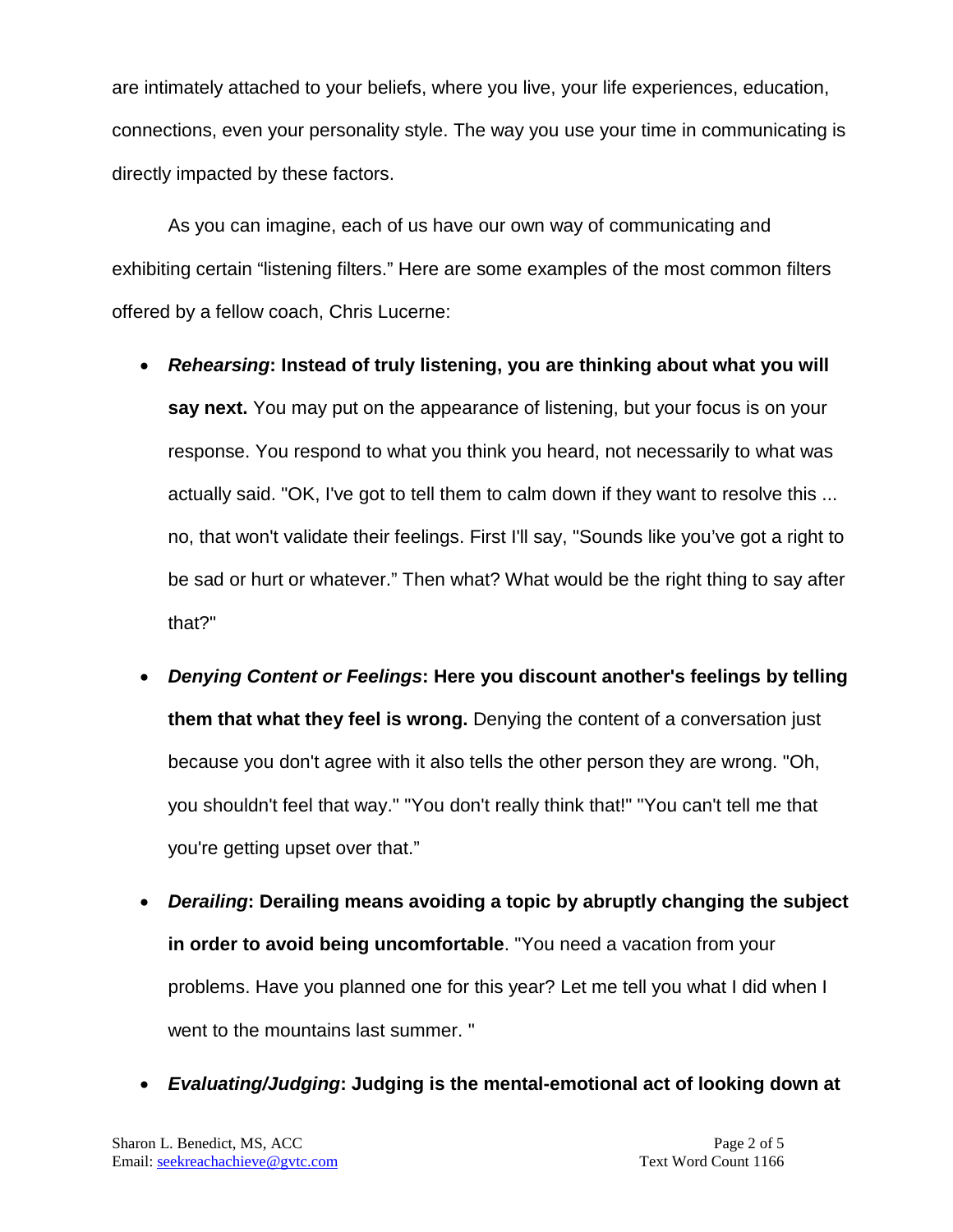are intimately attached to your beliefs, where you live, your life experiences, education, connections, even your personality style. The way you use your time in communicating is directly impacted by these factors.

As you can imagine, each of us have our own way of communicating and exhibiting certain "listening filters." Here are some examples of the most common filters offered by a fellow coach, Chris Lucerne:

- ***Rehearsing*: Instead of truly listening, you are thinking about what you will say next.** You may put on the appearance of listening, but your focus is on your response. You respond to what you think you heard, not necessarily to what was actually said. "OK, I've got to tell them to calm down if they want to resolve this ... no, that won't validate their feelings. First I'll say, "Sounds like you've got a right to be sad or hurt or whatever." Then what? What would be the right thing to say after that?"
- ***Denying Content or Feelings*: Here you discount another's feelings by telling them that what they feel is wrong.** Denying the content of a conversation just because you don't agree with it also tells the other person they are wrong. "Oh, you shouldn't feel that way." "You don't really think that!" "You can't tell me that you're getting upset over that."
- ***Derailing*: Derailing means avoiding a topic by abruptly changing the subject in order to avoid being uncomfortable**. "You need a vacation from your problems. Have you planned one for this year? Let me tell you what I did when I went to the mountains last summer. "
- ***Evaluating/Judging*: Judging is the mental-emotional act of looking down at**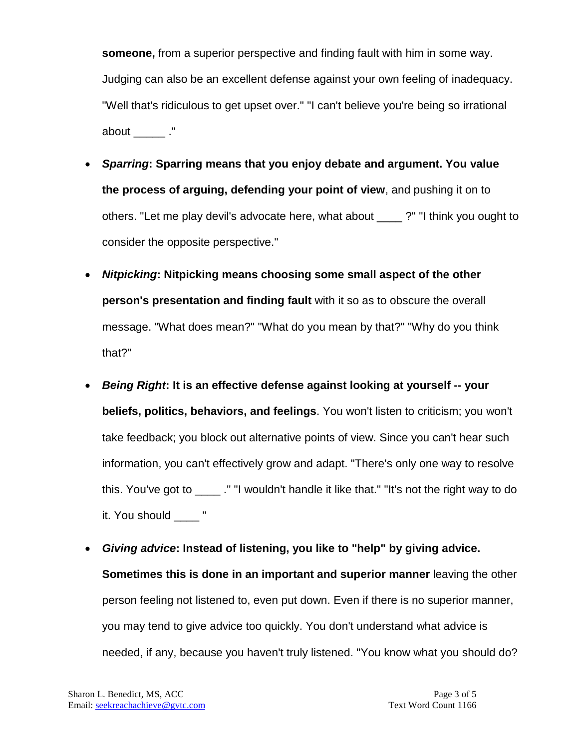**someone,** from a superior perspective and finding fault with him in some way. Judging can also be an excellent defense against your own feeling of inadequacy. "Well that's ridiculous to get upset over." "I can't believe you're being so irrational about _____ ."

- ***Sparring*: Sparring means that you enjoy debate and argument. You value the process of arguing, defending your point of view**, and pushing it on to others. "Let me play devil's advocate here, what about ____ ?" "I think you ought to consider the opposite perspective."
- ***Nitpicking*: Nitpicking means choosing some small aspect of the other person's presentation and finding fault** with it so as to obscure the overall message. "What does mean?" "What do you mean by that?" "Why do you think that?"
- ***Being Right*: It is an effective defense against looking at yourself -- your beliefs, politics, behaviors, and feelings**. You won't listen to criticism; you won't take feedback; you block out alternative points of view. Since you can't hear such information, you can't effectively grow and adapt. "There's only one way to resolve this. You've got to ____ ." "I wouldn't handle it like that." "It's not the right way to do it. You should ____ "
- ***Giving advice*: Instead of listening, you like to "help" by giving advice. Sometimes this is done in an important and superior manner** leaving the other person feeling not listened to, even put down. Even if there is no superior manner, you may tend to give advice too quickly. You don't understand what advice is needed, if any, because you haven't truly listened. "You know what you should do?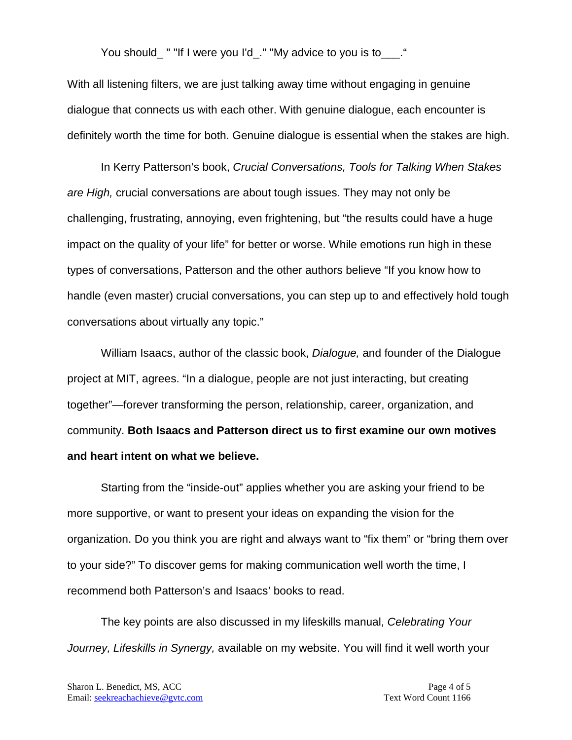You should_ " "If I were you I'd_." "My advice to you is to___."

With all listening filters, we are just talking away time without engaging in genuine dialogue that connects us with each other. With genuine dialogue, each encounter is definitely worth the time for both. Genuine dialogue is essential when the stakes are high.

In Kerry Patterson's book, *Crucial Conversations, Tools for Talking When Stakes are High,* crucial conversations are about tough issues. They may not only be challenging, frustrating, annoying, even frightening, but "the results could have a huge impact on the quality of your life" for better or worse. While emotions run high in these types of conversations, Patterson and the other authors believe "If you know how to handle (even master) crucial conversations, you can step up to and effectively hold tough conversations about virtually any topic."

William Isaacs, author of the classic book, *Dialogue,* and founder of the Dialogue project at MIT, agrees. "In a dialogue, people are not just interacting, but creating together"—forever transforming the person, relationship, career, organization, and community. **Both Isaacs and Patterson direct us to first examine our own motives and heart intent on what we believe.**

Starting from the "inside-out" applies whether you are asking your friend to be more supportive, or want to present your ideas on expanding the vision for the organization. Do you think you are right and always want to "fix them" or "bring them over to your side?" To discover gems for making communication well worth the time, I recommend both Patterson's and Isaacs' books to read.

The key points are also discussed in my lifeskills manual, *Celebrating Your Journey, Lifeskills in Synergy,* available on my website. You will find it well worth your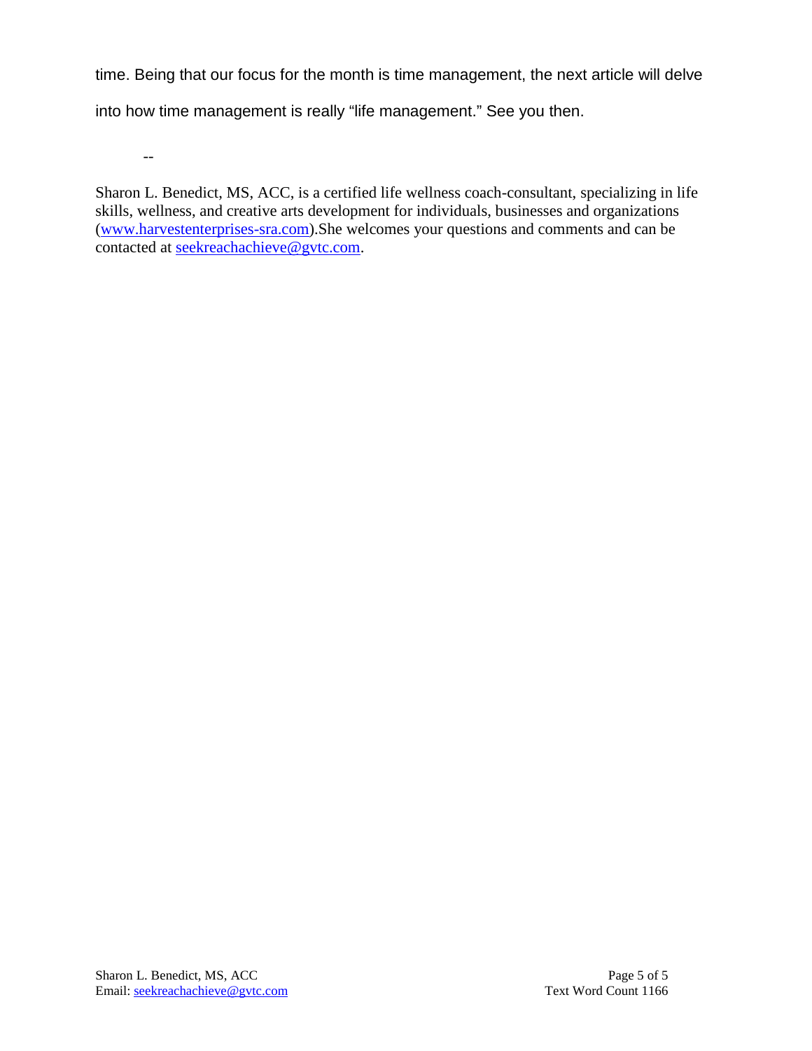time. Being that our focus for the month is time management, the next article will delve into how time management is really "life management." See you then.

--

Sharon L. Benedict, MS, ACC, is a certified life wellness coach-consultant, specializing in life skills, wellness, and creative arts development for individuals, businesses and organizations (www.harvestenterprises-sra.com).She welcomes your questions and comments and can be contacted at seekreachachieve@gvtc.com.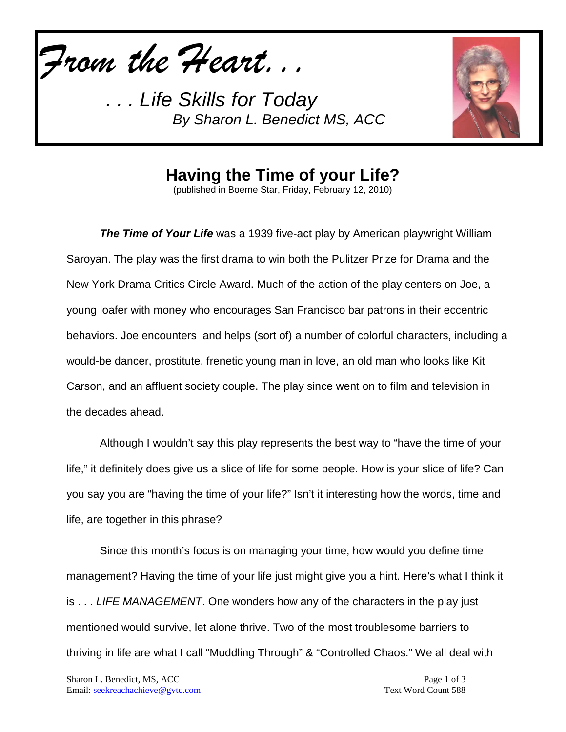*From the Heart...*

*. . . Life Skills for Today*
*By Sharon L. Benedict MS, ACC*

# Having the Time of your Life?

(published in Boerne Star, Friday, February 12, 2010)

***The Time of Your Life*** was a 1939 five-act play by American playwright William Saroyan. The play was the first drama to win both the Pulitzer Prize for Drama and the New York Drama Critics Circle Award. Much of the action of the play centers on Joe, a young loafer with money who encourages San Francisco bar patrons in their eccentric behaviors. Joe encounters and helps (sort of) a number of colorful characters, including a would-be dancer, prostitute, frenetic young man in love, an old man who looks like Kit Carson, and an affluent society couple. The play since went on to film and television in the decades ahead.

Although I wouldn't say this play represents the best way to "have the time of your life," it definitely does give us a slice of life for some people. How is your slice of life? Can you say you are "having the time of your life?" Isn't it interesting how the words, time and life, are together in this phrase?

Since this month's focus is on managing your time, how would you define time management? Having the time of your life just might give you a hint. Here's what I think it is . . . *LIFE MANAGEMENT*. One wonders how any of the characters in the play just mentioned would survive, let alone thrive. Two of the most troublesome barriers to thriving in life are what I call "Muddling Through" & "Controlled Chaos." We all deal with

Sharon L. Benedict, MS, ACC
Email: seekreachachieve@gvtc.com

Text Word Count 588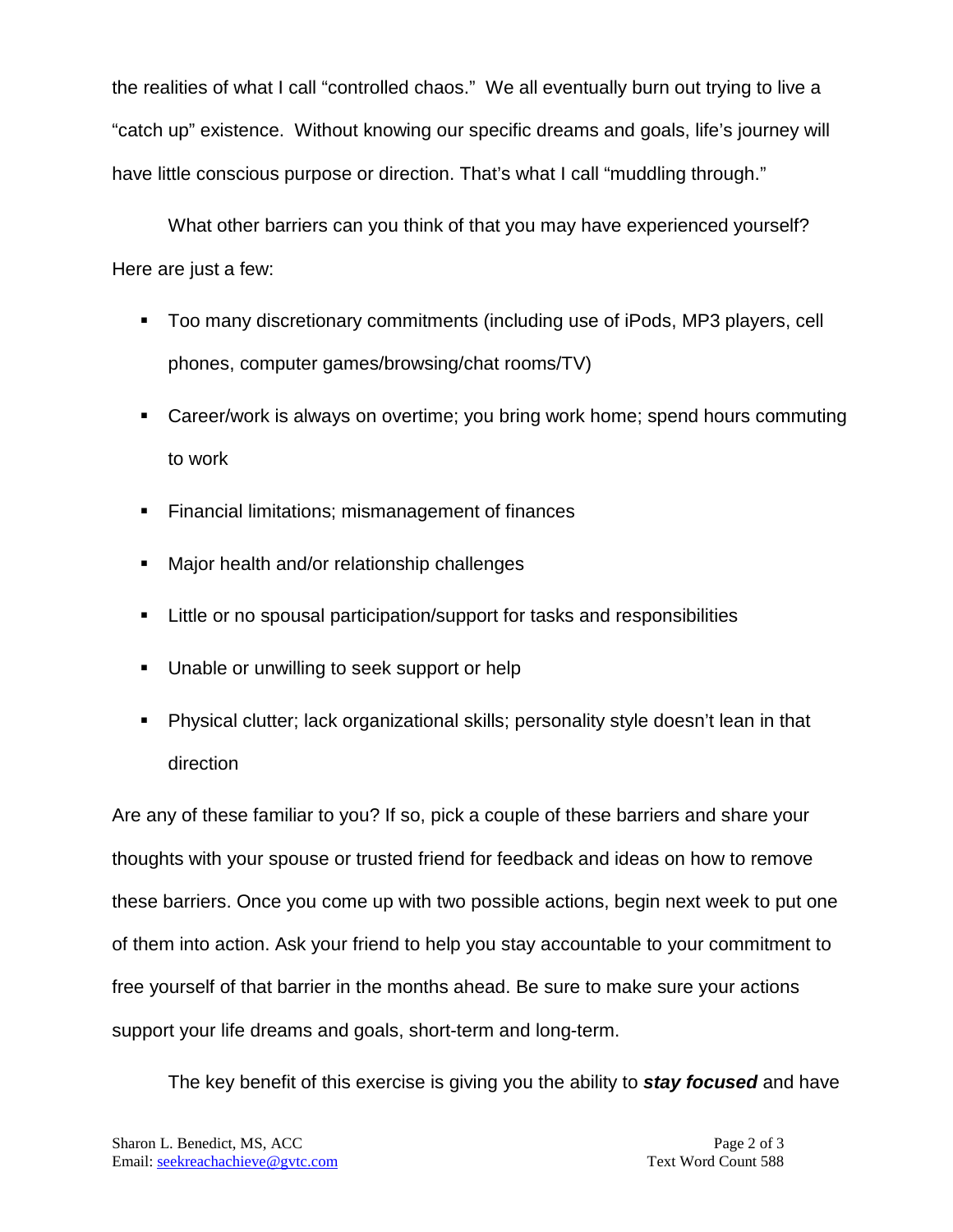the realities of what I call "controlled chaos." We all eventually burn out trying to live a "catch up" existence. Without knowing our specific dreams and goals, life's journey will have little conscious purpose or direction. That's what I call "muddling through."

What other barriers can you think of that you may have experienced yourself? Here are just a few:

- Too many discretionary commitments (including use of iPods, MP3 players, cell phones, computer games/browsing/chat rooms/TV)
- Career/work is always on overtime; you bring work home; spend hours commuting to work
- Financial limitations; mismanagement of finances
- Major health and/or relationship challenges
- Little or no spousal participation/support for tasks and responsibilities
- Unable or unwilling to seek support or help
- Physical clutter; lack organizational skills; personality style doesn't lean in that direction

Are any of these familiar to you? If so, pick a couple of these barriers and share your thoughts with your spouse or trusted friend for feedback and ideas on how to remove these barriers. Once you come up with two possible actions, begin next week to put one of them into action. Ask your friend to help you stay accountable to your commitment to free yourself of that barrier in the months ahead. Be sure to make sure your actions support your life dreams and goals, short-term and long-term.

The key benefit of this exercise is giving you the ability to ***stay focused*** and have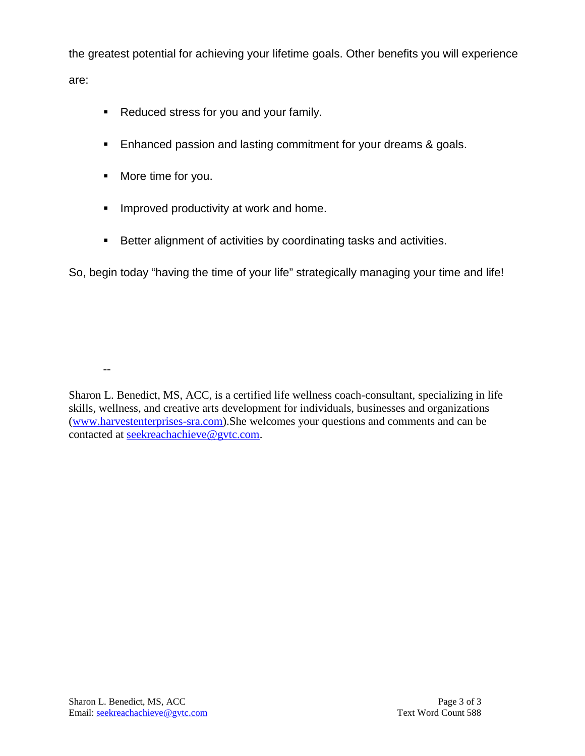the greatest potential for achieving your lifetime goals. Other benefits you will experience are:

- Reduced stress for you and your family.
- Enhanced passion and lasting commitment for your dreams & goals.
- More time for you.
- Improved productivity at work and home.
- Better alignment of activities by coordinating tasks and activities.

So, begin today "having the time of your life" strategically managing your time and life!

--

Sharon L. Benedict, MS, ACC, is a certified life wellness coach-consultant, specializing in life skills, wellness, and creative arts development for individuals, businesses and organizations (www.harvestenterprises-sra.com).She welcomes your questions and comments and can be contacted at seekreachachieve@gvtc.com.

Text Word Count 588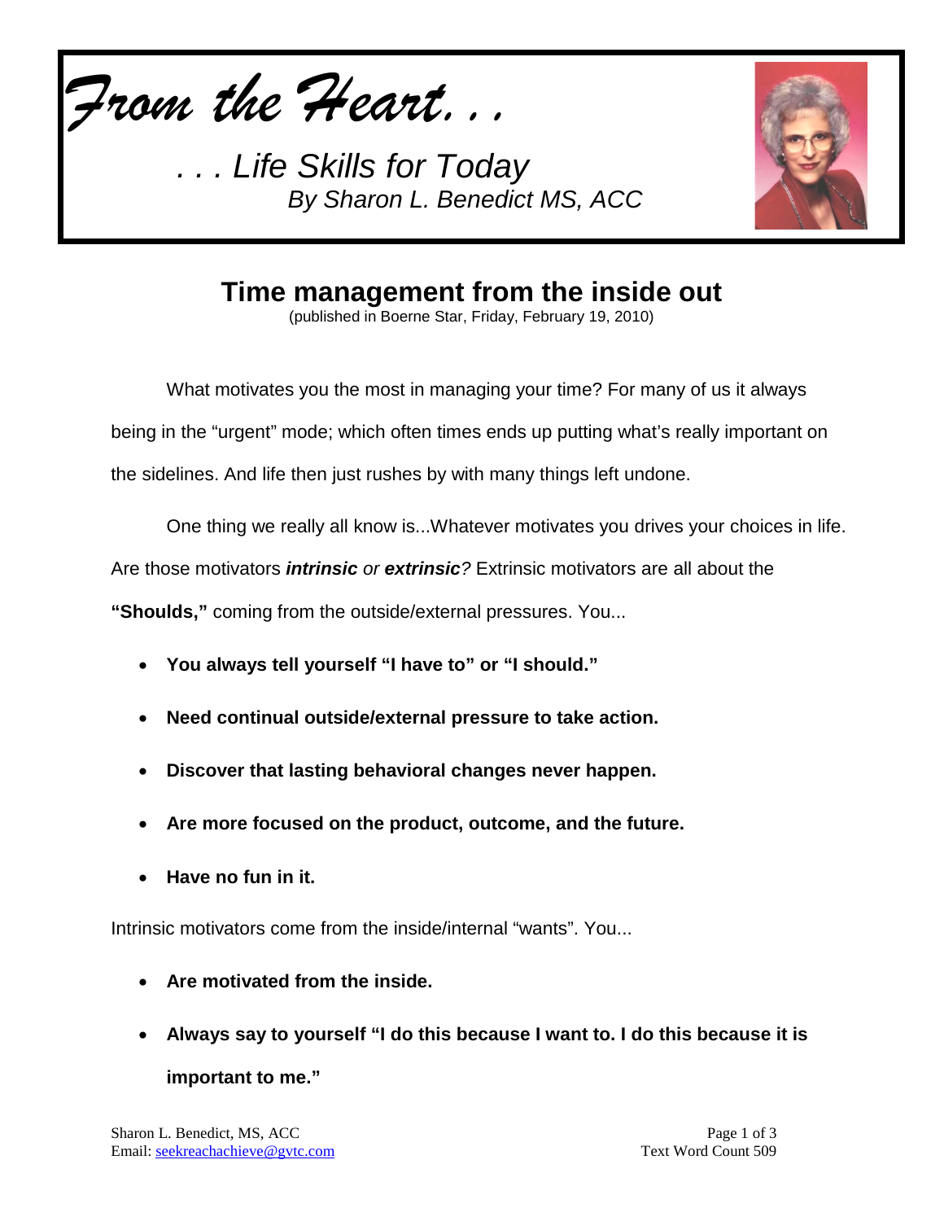# *From the Heart...*

*. . . Life Skills for Today*
*By Sharon L. Benedict MS, ACC*

## Time management from the inside out

(published in Boerne Star, Friday, February 19, 2010)

What motivates you the most in managing your time? For many of us it always being in the "urgent" mode; which often times ends up putting what's really important on the sidelines. And life then just rushes by with many things left undone.

One thing we really all know is...Whatever motivates you drives your choices in life. Are those motivators ***intrinsic*** or ***extrinsic****?* Extrinsic motivators are all about the **"Shoulds,"** coming from the outside/external pressures. You...

- **You always tell yourself "I have to" or "I should."**
- **Need continual outside/external pressure to take action.**
- **Discover that lasting behavioral changes never happen.**
- **Are more focused on the product, outcome, and the future.**
- **Have no fun in it.**

Intrinsic motivators come from the inside/internal "wants". You...

- **Are motivated from the inside.**
- **Always say to yourself "I do this because I want to. I do this because it is important to me."**

Sharon L. Benedict, MS, ACC
Email: seekreachachieve@gvtc.com
Text Word Count 509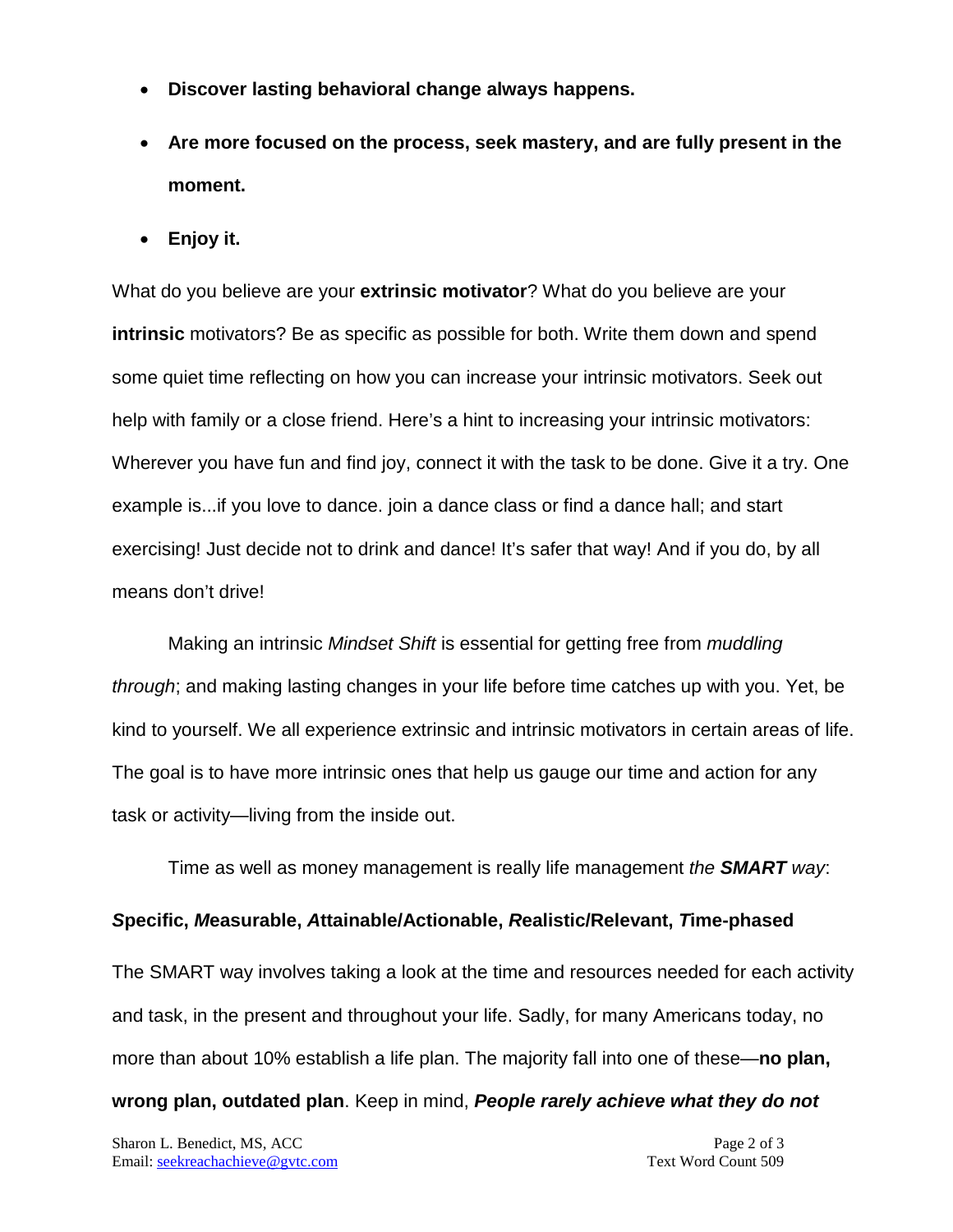- **Discover lasting behavioral change always happens.**
- **Are more focused on the process, seek mastery, and are fully present in the moment.**
- **Enjoy it.**

What do you believe are your **extrinsic motivator**? What do you believe are your **intrinsic** motivators? Be as specific as possible for both. Write them down and spend some quiet time reflecting on how you can increase your intrinsic motivators. Seek out help with family or a close friend. Here's a hint to increasing your intrinsic motivators: Wherever you have fun and find joy, connect it with the task to be done. Give it a try. One example is...if you love to dance. join a dance class or find a dance hall; and start exercising! Just decide not to drink and dance! It's safer that way! And if you do, by all means don't drive!

Making an intrinsic *Mindset Shift* is essential for getting free from *muddling through*; and making lasting changes in your life before time catches up with you. Yet, be kind to yourself. We all experience extrinsic and intrinsic motivators in certain areas of life. The goal is to have more intrinsic ones that help us gauge our time and action for any task or activity—living from the inside out.

Time as well as money management is really life management *the **SMART** way*:

***S*pecific, *M*easurable, *A*ttainable/Actionable, *R*ealistic/Relevant, *T*ime-phased**

The SMART way involves taking a look at the time and resources needed for each activity and task, in the present and throughout your life. Sadly, for many Americans today, no more than about 10% establish a life plan. The majority fall into one of these—**no plan, wrong plan, outdated plan**. Keep in mind, ***People rarely achieve what they do not***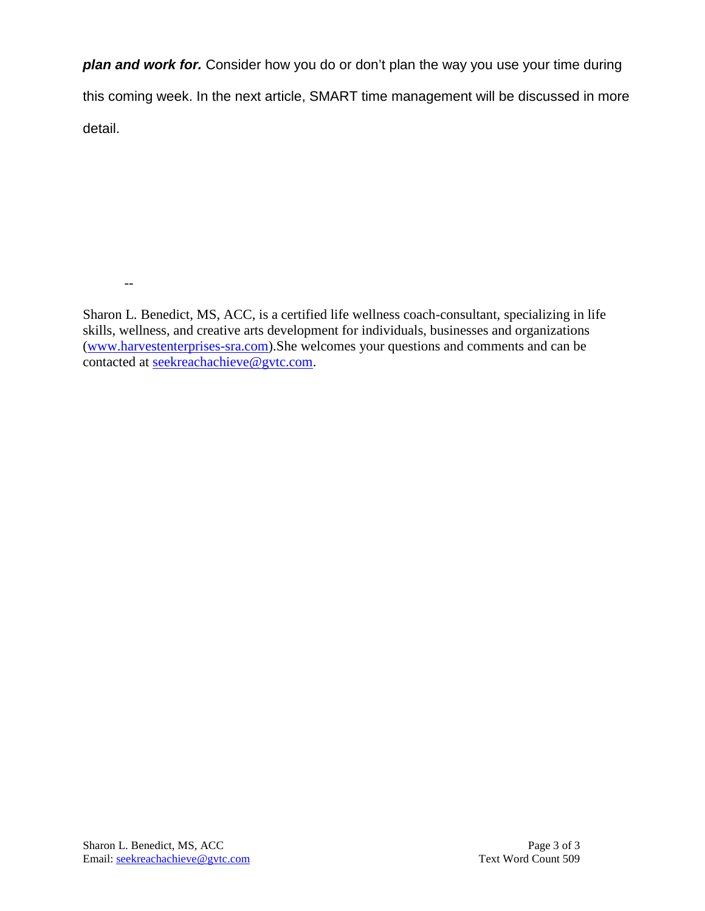***plan and work for.*** Consider how you do or don't plan the way you use your time during this coming week. In the next article, SMART time management will be discussed in more detail.

--

Sharon L. Benedict, MS, ACC, is a certified life wellness coach-consultant, specializing in life skills, wellness, and creative arts development for individuals, businesses and organizations (www.harvestenterprises-sra.com).She welcomes your questions and comments and can be contacted at seekreachachieve@gvtc.com.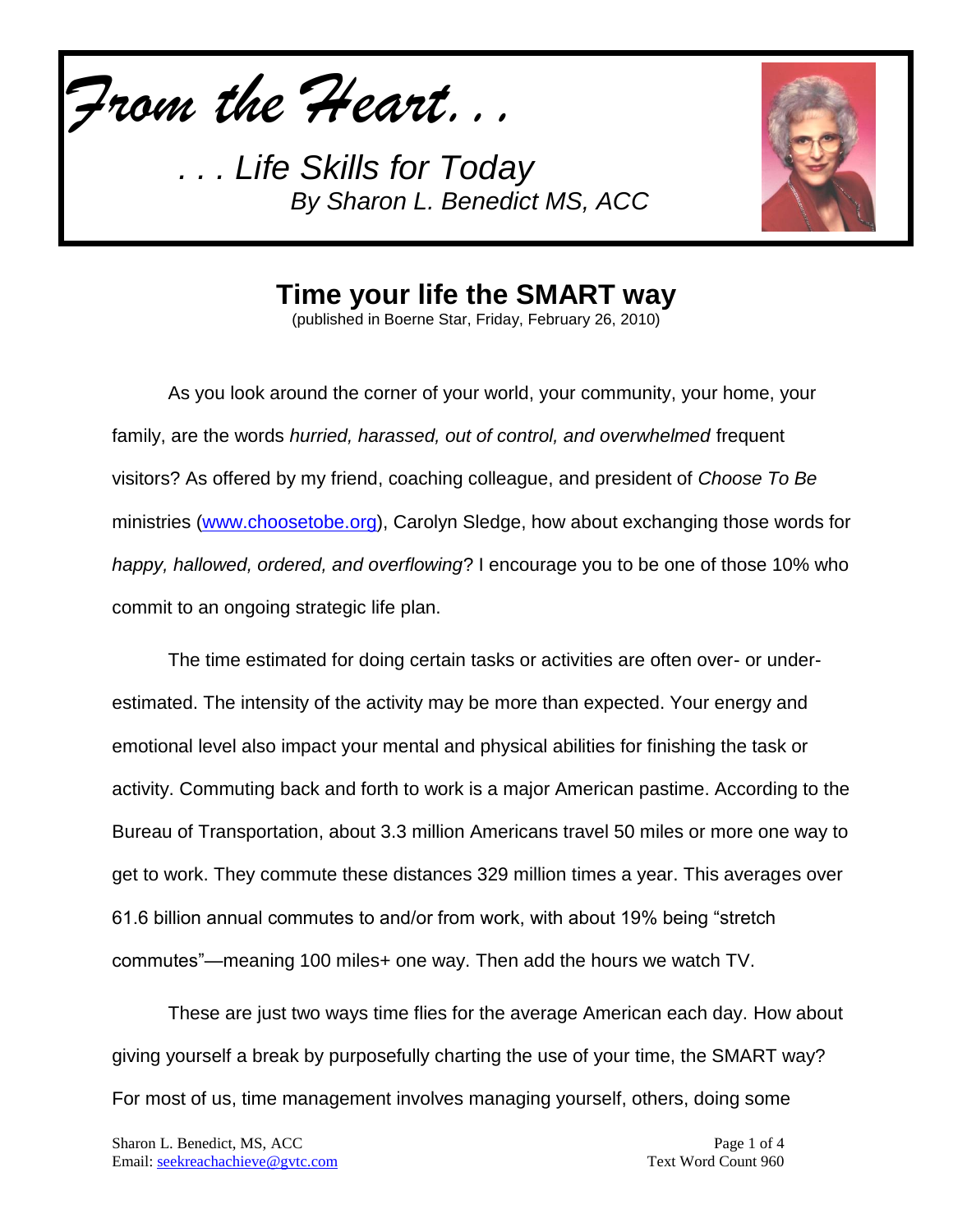*From the Heart. . .*

*. . . Life Skills for Today*
*By Sharon L. Benedict MS, ACC*

# Time your life the SMART way

(published in Boerne Star, Friday, February 26, 2010)

As you look around the corner of your world, your community, your home, your family, are the words *hurried, harassed, out of control, and overwhelmed* frequent visitors? As offered by my friend, coaching colleague, and president of *Choose To Be* ministries (www.choosetobe.org), Carolyn Sledge, how about exchanging those words for *happy, hallowed, ordered, and overflowing*? I encourage you to be one of those 10% who commit to an ongoing strategic life plan.

The time estimated for doing certain tasks or activities are often over- or under-estimated. The intensity of the activity may be more than expected. Your energy and emotional level also impact your mental and physical abilities for finishing the task or activity. Commuting back and forth to work is a major American pastime. According to the Bureau of Transportation, about 3.3 million Americans travel 50 miles or more one way to get to work. They commute these distances 329 million times a year. This averages over 61.6 billion annual commutes to and/or from work, with about 19% being "stretch commutes"—meaning 100 miles+ one way. Then add the hours we watch TV.

These are just two ways time flies for the average American each day. How about giving yourself a break by purposefully charting the use of your time, the SMART way? For most of us, time management involves managing yourself, others, doing some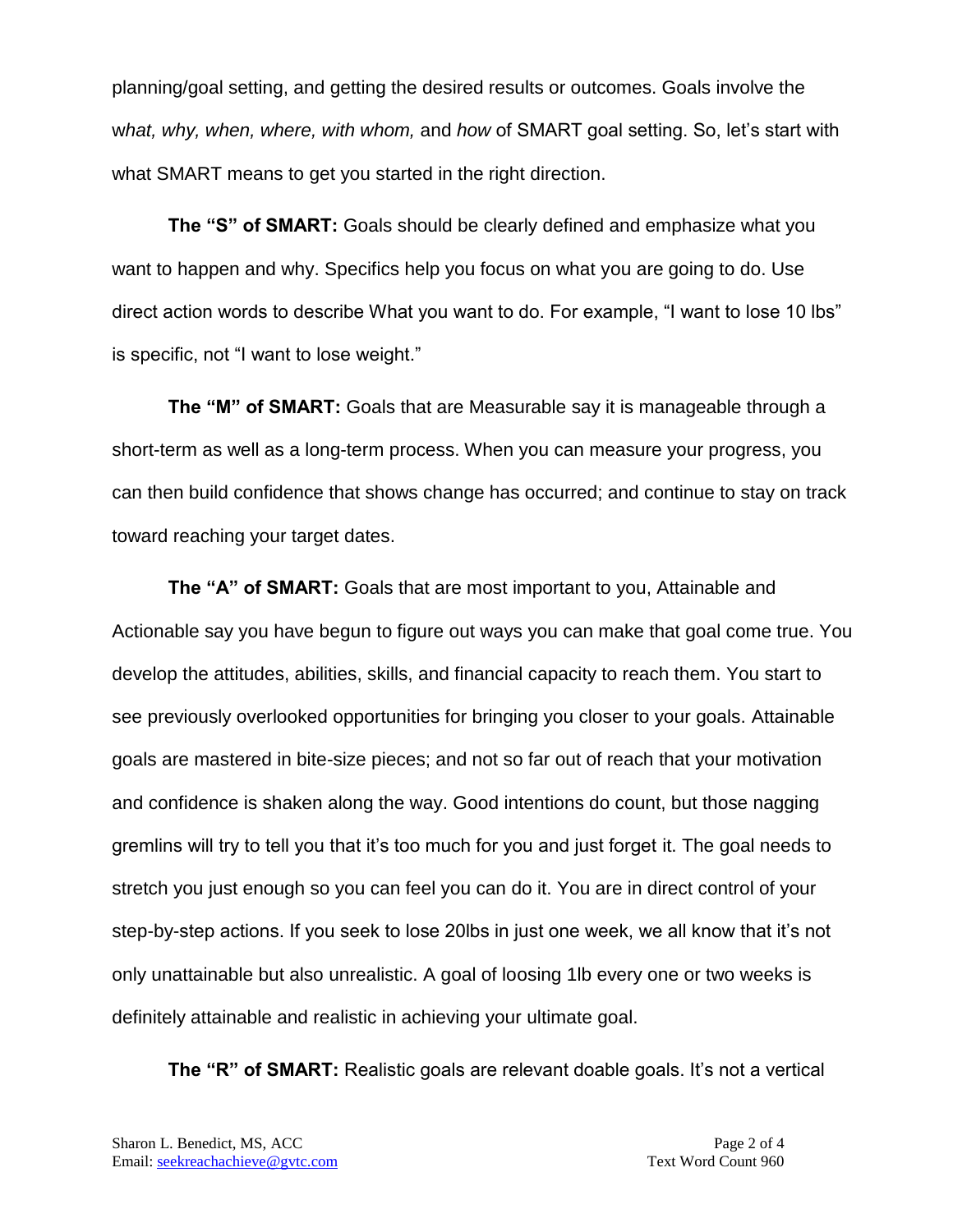planning/goal setting, and getting the desired results or outcomes. Goals involve the w*hat, why, when, where, with whom,* and *how* of SMART goal setting. So, let's start with what SMART means to get you started in the right direction.

**The "S" of SMART:** Goals should be clearly defined and emphasize what you want to happen and why. Specifics help you focus on what you are going to do. Use direct action words to describe What you want to do. For example, "I want to lose 10 lbs" is specific, not "I want to lose weight."

**The "M" of SMART:** Goals that are Measurable say it is manageable through a short-term as well as a long-term process. When you can measure your progress, you can then build confidence that shows change has occurred; and continue to stay on track toward reaching your target dates.

**The "A" of SMART:** Goals that are most important to you, Attainable and Actionable say you have begun to figure out ways you can make that goal come true. You develop the attitudes, abilities, skills, and financial capacity to reach them. You start to see previously overlooked opportunities for bringing you closer to your goals. Attainable goals are mastered in bite-size pieces; and not so far out of reach that your motivation and confidence is shaken along the way. Good intentions do count, but those nagging gremlins will try to tell you that it's too much for you and just forget it. The goal needs to stretch you just enough so you can feel you can do it. You are in direct control of your step-by-step actions. If you seek to lose 20lbs in just one week, we all know that it's not only unattainable but also unrealistic. A goal of loosing 1lb every one or two weeks is definitely attainable and realistic in achieving your ultimate goal.

**The "R" of SMART:** Realistic goals are relevant doable goals. It's not a vertical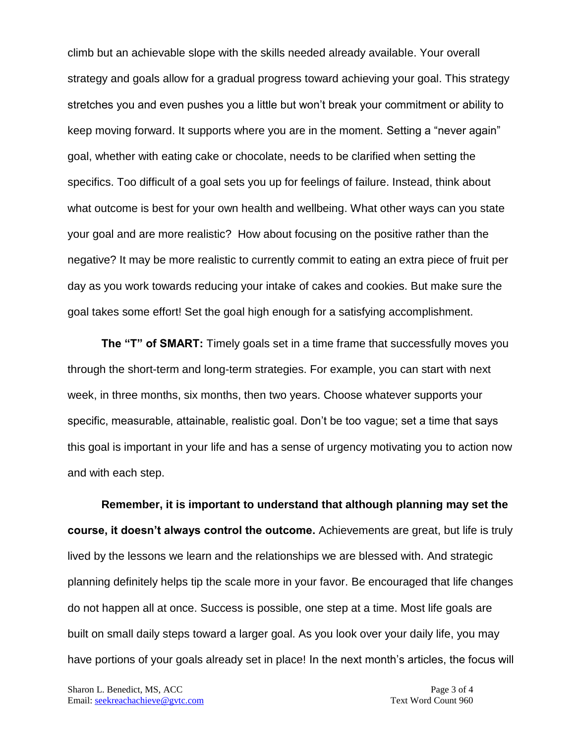climb but an achievable slope with the skills needed already available. Your overall strategy and goals allow for a gradual progress toward achieving your goal. This strategy stretches you and even pushes you a little but won't break your commitment or ability to keep moving forward. It supports where you are in the moment. Setting a "never again" goal, whether with eating cake or chocolate, needs to be clarified when setting the specifics. Too difficult of a goal sets you up for feelings of failure. Instead, think about what outcome is best for your own health and wellbeing. What other ways can you state your goal and are more realistic?  How about focusing on the positive rather than the negative? It may be more realistic to currently commit to eating an extra piece of fruit per day as you work towards reducing your intake of cakes and cookies. But make sure the goal takes some effort! Set the goal high enough for a satisfying accomplishment.

**The "T" of SMART:** Timely goals set in a time frame that successfully moves you through the short-term and long-term strategies. For example, you can start with next week, in three months, six months, then two years. Choose whatever supports your specific, measurable, attainable, realistic goal. Don't be too vague; set a time that says this goal is important in your life and has a sense of urgency motivating you to action now and with each step.

**Remember, it is important to understand that although planning may set the course, it doesn't always control the outcome.** Achievements are great, but life is truly lived by the lessons we learn and the relationships we are blessed with. And strategic planning definitely helps tip the scale more in your favor. Be encouraged that life changes do not happen all at once. Success is possible, one step at a time. Most life goals are built on small daily steps toward a larger goal. As you look over your daily life, you may have portions of your goals already set in place! In the next month's articles, the focus will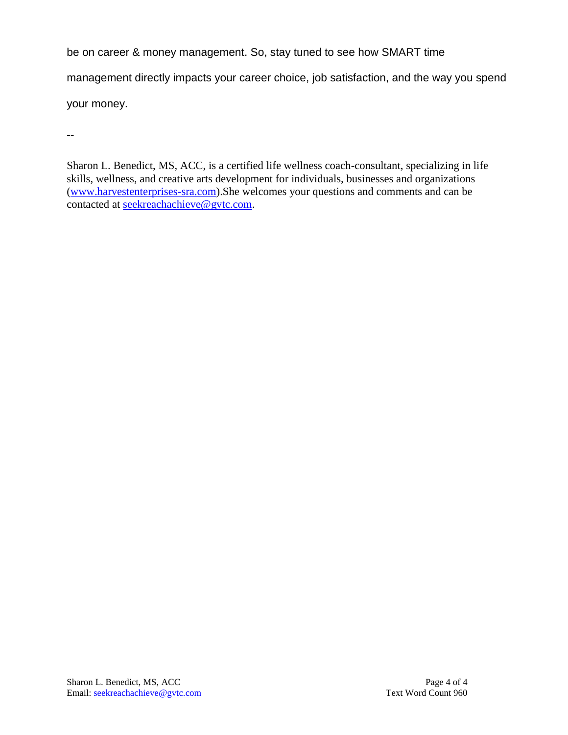be on career & money management. So, stay tuned to see how SMART time management directly impacts your career choice, job satisfaction, and the way you spend your money.

--

Sharon L. Benedict, MS, ACC, is a certified life wellness coach-consultant, specializing in life skills, wellness, and creative arts development for individuals, businesses and organizations (www.harvestenterprises-sra.com).She welcomes your questions and comments and can be contacted at seekreachachieve@gvtc.com.